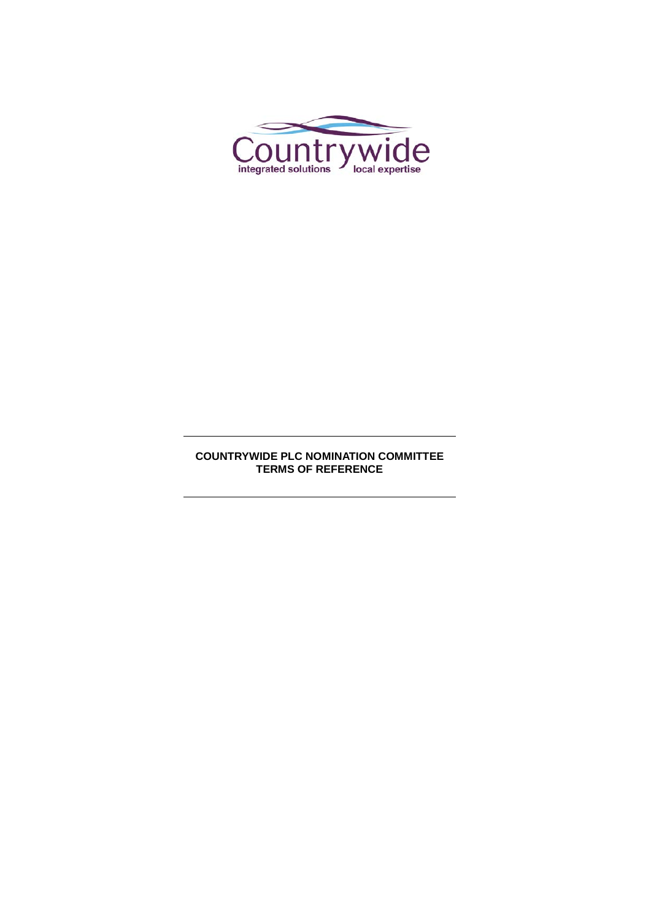# COUNTRYWIDE PLC NOMINATION COMMITTEE TERMS OF REFERENCE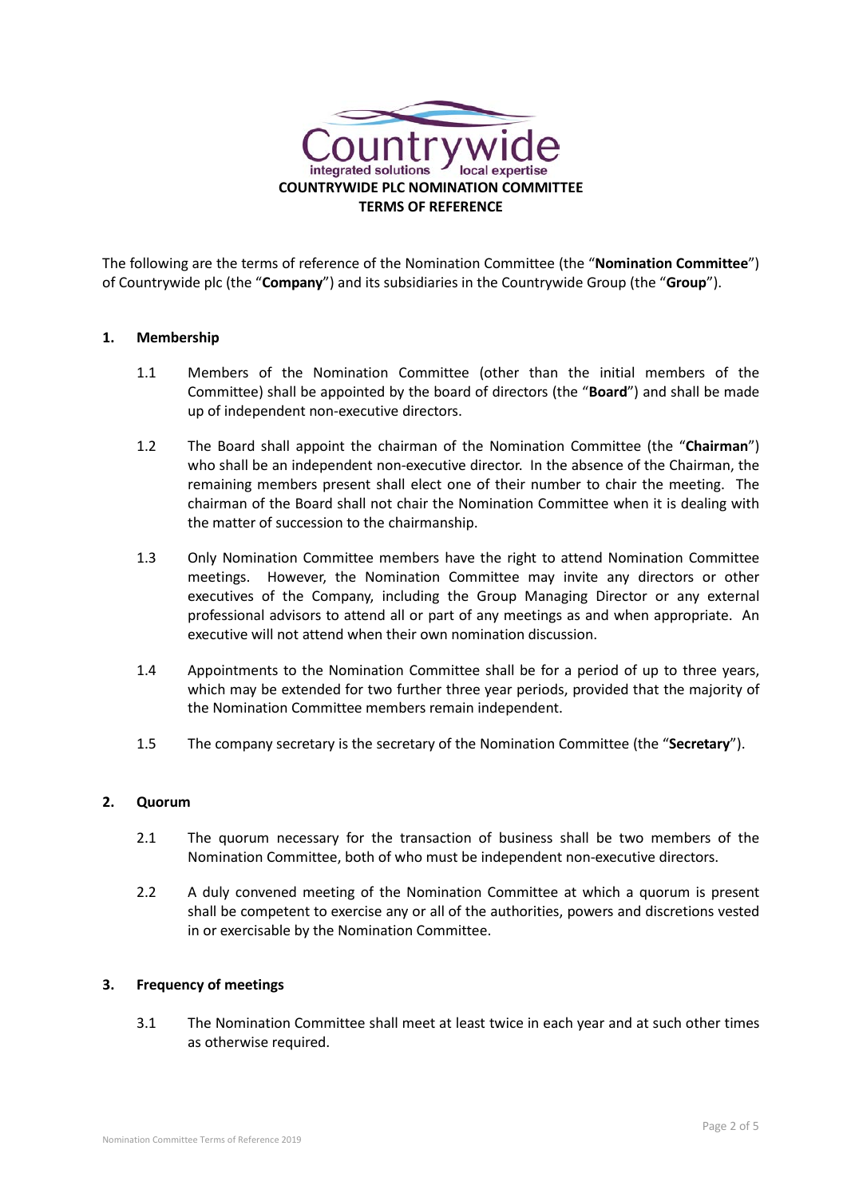**COUNTRYWIDE PLC NOMINATION COMMITTEE**
**TERMS OF REFERENCE**

The following are the terms of reference of the Nomination Committee (the "**Nomination Committee**") of Countrywide plc (the "**Company**") and its subsidiaries in the Countrywide Group (the "**Group**").

## 1. Membership

1.1 Members of the Nomination Committee (other than the initial members of the Committee) shall be appointed by the board of directors (the "**Board**") and shall be made up of independent non-executive directors.

1.2 The Board shall appoint the chairman of the Nomination Committee (the "**Chairman**") who shall be an independent non-executive director. In the absence of the Chairman, the remaining members present shall elect one of their number to chair the meeting. The chairman of the Board shall not chair the Nomination Committee when it is dealing with the matter of succession to the chairmanship.

1.3 Only Nomination Committee members have the right to attend Nomination Committee meetings. However, the Nomination Committee may invite any directors or other executives of the Company, including the Group Managing Director or any external professional advisors to attend all or part of any meetings as and when appropriate. An executive will not attend when their own nomination discussion.

1.4 Appointments to the Nomination Committee shall be for a period of up to three years, which may be extended for two further three year periods, provided that the majority of the Nomination Committee members remain independent.

1.5 The company secretary is the secretary of the Nomination Committee (the "**Secretary**").

## 2. Quorum

2.1 The quorum necessary for the transaction of business shall be two members of the Nomination Committee, both of who must be independent non-executive directors.

2.2 A duly convened meeting of the Nomination Committee at which a quorum is present shall be competent to exercise any or all of the authorities, powers and discretions vested in or exercisable by the Nomination Committee.

## 3. Frequency of meetings

3.1 The Nomination Committee shall meet at least twice in each year and at such other times as otherwise required.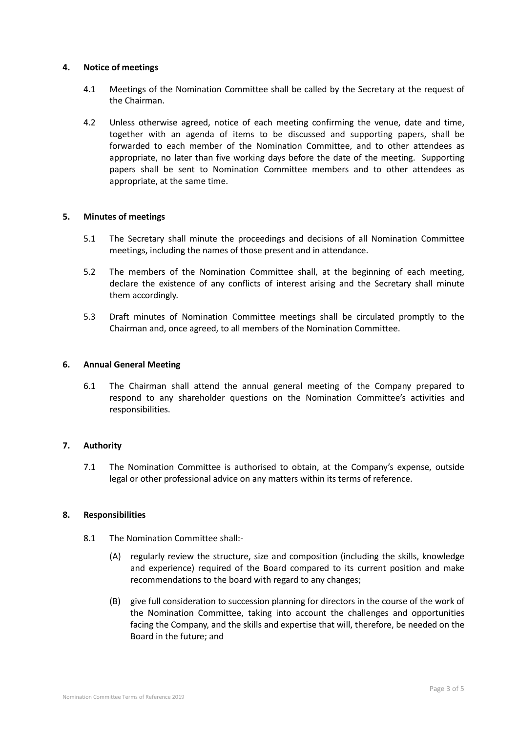## 4. Notice of meetings

4.1 Meetings of the Nomination Committee shall be called by the Secretary at the request of the Chairman.

4.2 Unless otherwise agreed, notice of each meeting confirming the venue, date and time, together with an agenda of items to be discussed and supporting papers, shall be forwarded to each member of the Nomination Committee, and to other attendees as appropriate, no later than five working days before the date of the meeting. Supporting papers shall be sent to Nomination Committee members and to other attendees as appropriate, at the same time.

## 5. Minutes of meetings

5.1 The Secretary shall minute the proceedings and decisions of all Nomination Committee meetings, including the names of those present and in attendance.

5.2 The members of the Nomination Committee shall, at the beginning of each meeting, declare the existence of any conflicts of interest arising and the Secretary shall minute them accordingly.

5.3 Draft minutes of Nomination Committee meetings shall be circulated promptly to the Chairman and, once agreed, to all members of the Nomination Committee.

## 6. Annual General Meeting

6.1 The Chairman shall attend the annual general meeting of the Company prepared to respond to any shareholder questions on the Nomination Committee's activities and responsibilities.

## 7. Authority

7.1 The Nomination Committee is authorised to obtain, at the Company's expense, outside legal or other professional advice on any matters within its terms of reference.

## 8. Responsibilities

8.1 The Nomination Committee shall:-

(A) regularly review the structure, size and composition (including the skills, knowledge and experience) required of the Board compared to its current position and make recommendations to the board with regard to any changes;

(B) give full consideration to succession planning for directors in the course of the work of the Nomination Committee, taking into account the challenges and opportunities facing the Company, and the skills and expertise that will, therefore, be needed on the Board in the future; and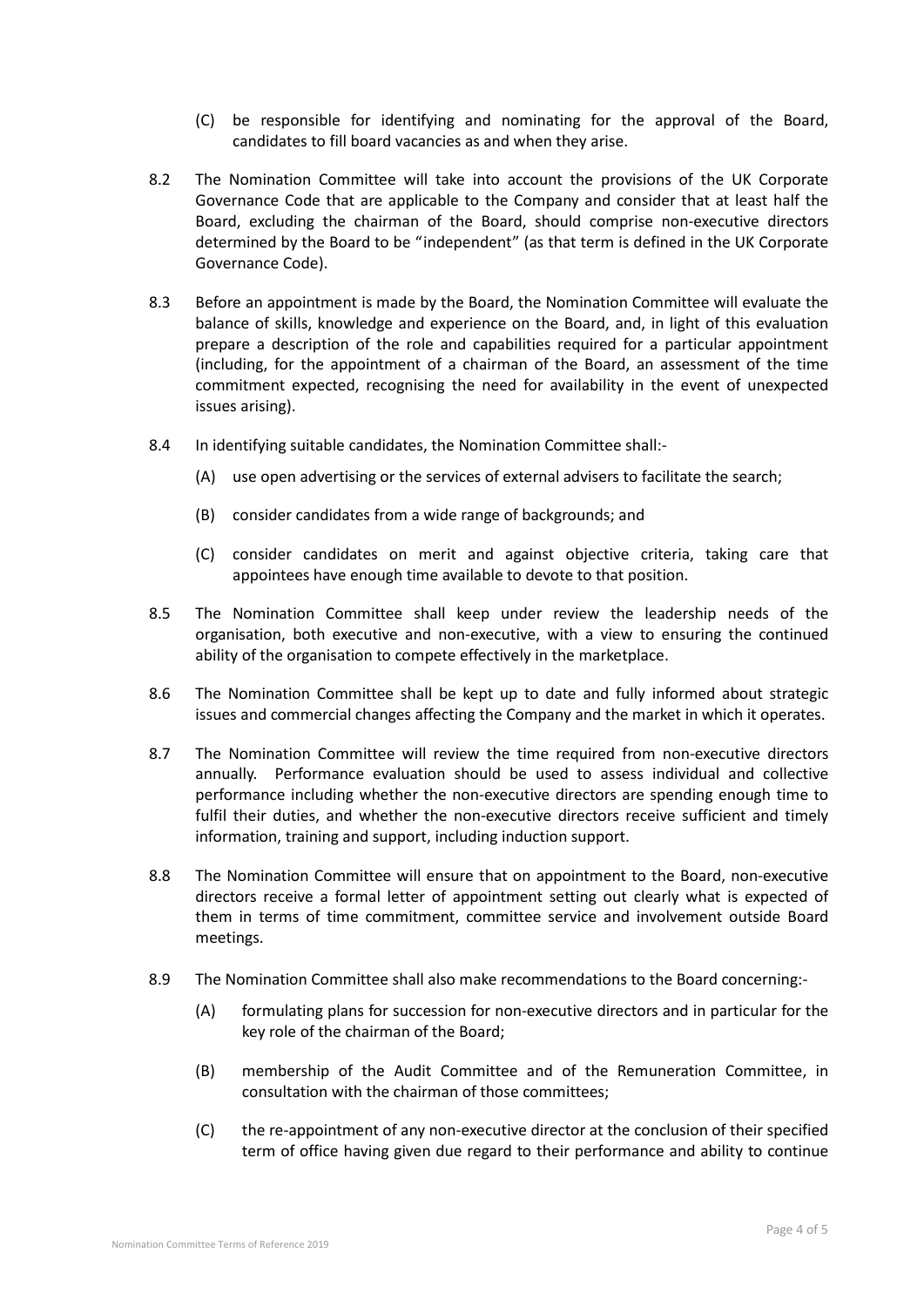(C) be responsible for identifying and nominating for the approval of the Board, candidates to fill board vacancies as and when they arise.

8.2 The Nomination Committee will take into account the provisions of the UK Corporate Governance Code that are applicable to the Company and consider that at least half the Board, excluding the chairman of the Board, should comprise non-executive directors determined by the Board to be "independent" (as that term is defined in the UK Corporate Governance Code).

8.3 Before an appointment is made by the Board, the Nomination Committee will evaluate the balance of skills, knowledge and experience on the Board, and, in light of this evaluation prepare a description of the role and capabilities required for a particular appointment (including, for the appointment of a chairman of the Board, an assessment of the time commitment expected, recognising the need for availability in the event of unexpected issues arising).

8.4 In identifying suitable candidates, the Nomination Committee shall:-

(A) use open advertising or the services of external advisers to facilitate the search;

(B) consider candidates from a wide range of backgrounds; and

(C) consider candidates on merit and against objective criteria, taking care that appointees have enough time available to devote to that position.

8.5 The Nomination Committee shall keep under review the leadership needs of the organisation, both executive and non-executive, with a view to ensuring the continued ability of the organisation to compete effectively in the marketplace.

8.6 The Nomination Committee shall be kept up to date and fully informed about strategic issues and commercial changes affecting the Company and the market in which it operates.

8.7 The Nomination Committee will review the time required from non-executive directors annually. Performance evaluation should be used to assess individual and collective performance including whether the non-executive directors are spending enough time to fulfil their duties, and whether the non-executive directors receive sufficient and timely information, training and support, including induction support.

8.8 The Nomination Committee will ensure that on appointment to the Board, non-executive directors receive a formal letter of appointment setting out clearly what is expected of them in terms of time commitment, committee service and involvement outside Board meetings.

8.9 The Nomination Committee shall also make recommendations to the Board concerning:-

(A) formulating plans for succession for non-executive directors and in particular for the key role of the chairman of the Board;

(B) membership of the Audit Committee and of the Remuneration Committee, in consultation with the chairman of those committees;

(C) the re-appointment of any non-executive director at the conclusion of their specified term of office having given due regard to their performance and ability to continue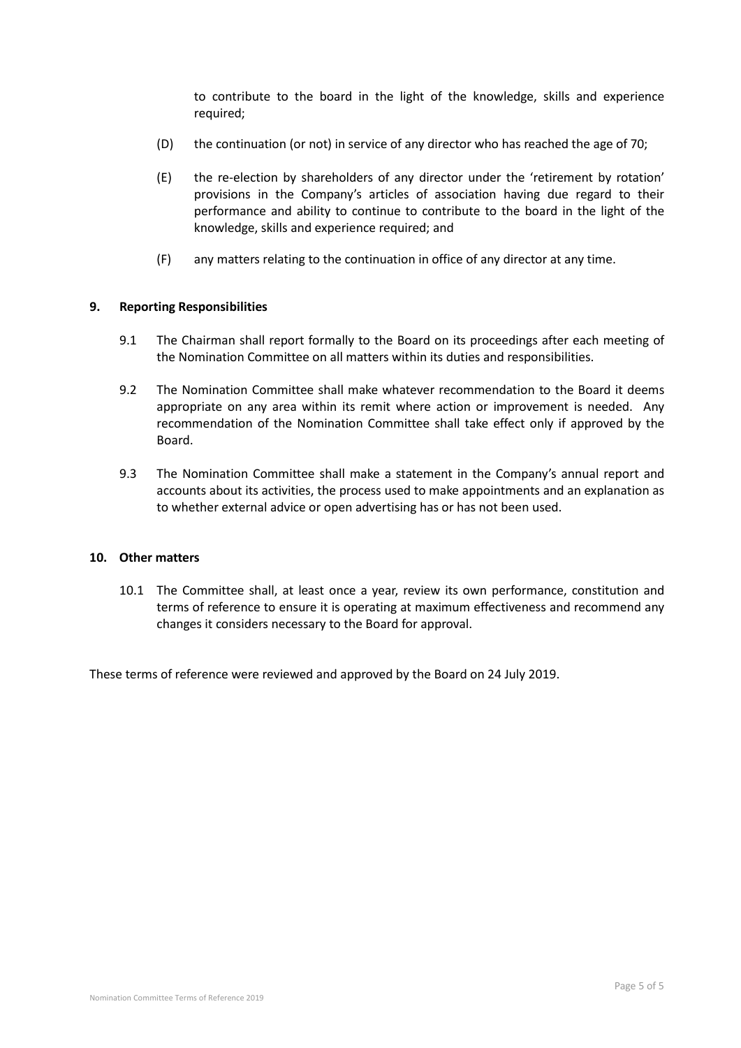to contribute to the board in the light of the knowledge, skills and experience required;

(D) the continuation (or not) in service of any director who has reached the age of 70;

(E) the re-election by shareholders of any director under the 'retirement by rotation' provisions in the Company's articles of association having due regard to their performance and ability to continue to contribute to the board in the light of the knowledge, skills and experience required; and

(F) any matters relating to the continuation in office of any director at any time.

## 9. Reporting Responsibilities

9.1 The Chairman shall report formally to the Board on its proceedings after each meeting of the Nomination Committee on all matters within its duties and responsibilities.

9.2 The Nomination Committee shall make whatever recommendation to the Board it deems appropriate on any area within its remit where action or improvement is needed. Any recommendation of the Nomination Committee shall take effect only if approved by the Board.

9.3 The Nomination Committee shall make a statement in the Company's annual report and accounts about its activities, the process used to make appointments and an explanation as to whether external advice or open advertising has or has not been used.

## 10. Other matters

10.1 The Committee shall, at least once a year, review its own performance, constitution and terms of reference to ensure it is operating at maximum effectiveness and recommend any changes it considers necessary to the Board for approval.

These terms of reference were reviewed and approved by the Board on 24 July 2019.